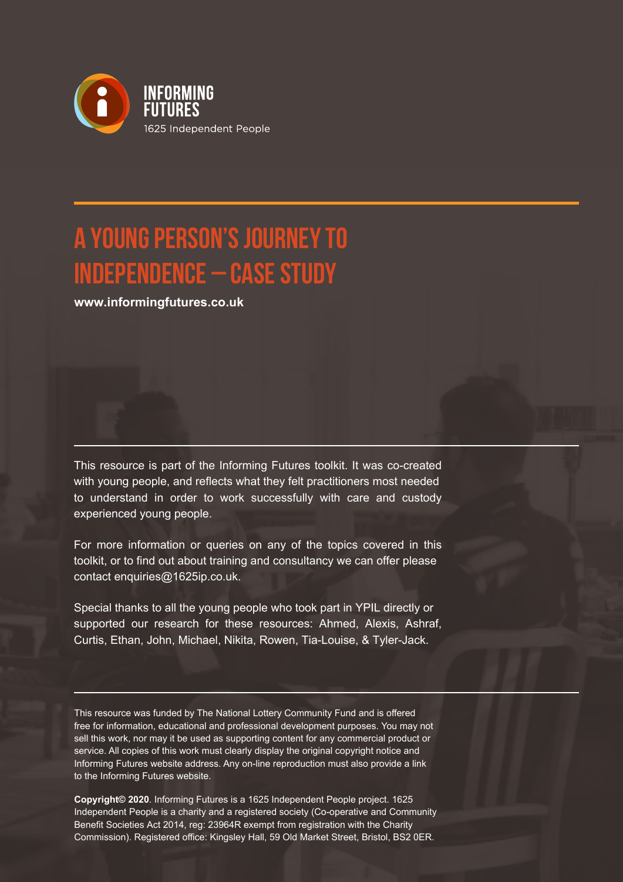INFORMING FUTURES
1625 Independent People

# A YOUNG PERSON'S JOURNEY TO INDEPENDENCE – CASE STUDY

**www.informingfutures.co.uk**

This resource is part of the Informing Futures toolkit. It was co-created with young people, and reflects what they felt practitioners most needed to understand in order to work successfully with care and custody experienced young people.

For more information or queries on any of the topics covered in this toolkit, or to find out about training and consultancy we can offer please contact enquiries@1625ip.co.uk.

Special thanks to all the young people who took part in YPIL directly or supported our research for these resources: Ahmed, Alexis, Ashraf, Curtis, Ethan, John, Michael, Nikita, Rowen, Tia-Louise, & Tyler-Jack.

This resource was funded by The National Lottery Community Fund and is offered free for information, educational and professional development purposes. You may not sell this work, nor may it be used as supporting content for any commercial product or service. All copies of this work must clearly display the original copyright notice and Informing Futures website address. Any on-line reproduction must also provide a link to the Informing Futures website.

**Copyright© 2020**. Informing Futures is a 1625 Independent People project. 1625 Independent People is a charity and a registered society (Co-operative and Community Benefit Societies Act 2014, reg: 23964R exempt from registration with the Charity Commission). Registered office: Kingsley Hall, 59 Old Market Street, Bristol, BS2 0ER.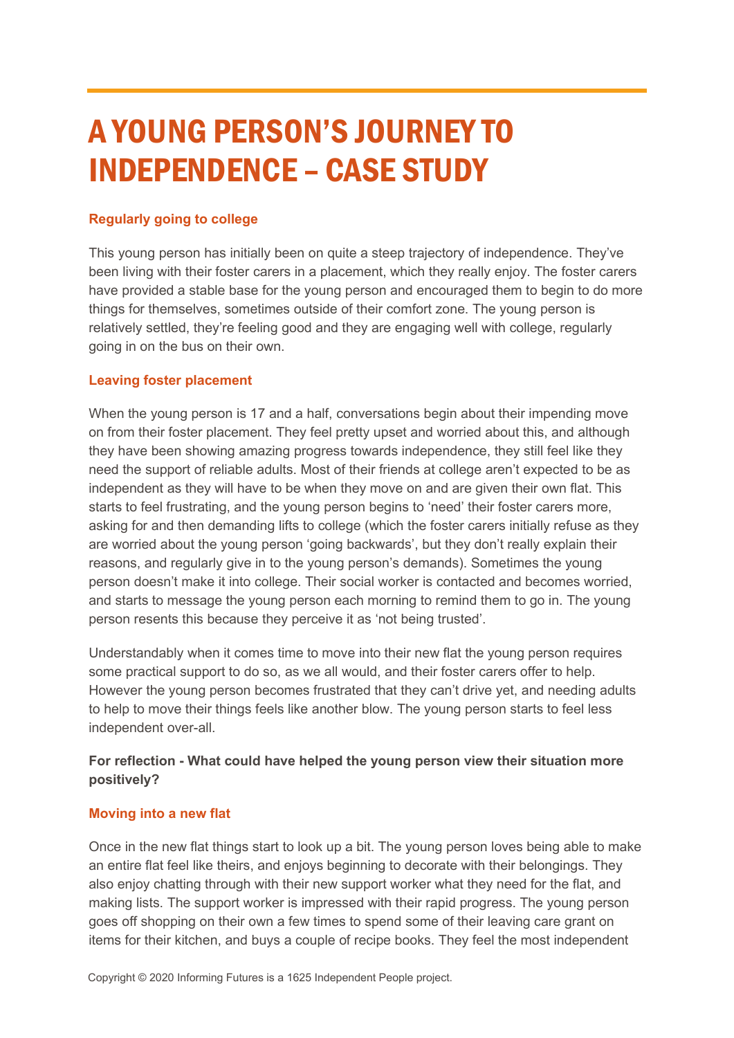# A YOUNG PERSON'S JOURNEY TO INDEPENDENCE – CASE STUDY

### Regularly going to college

This young person has initially been on quite a steep trajectory of independence. They've been living with their foster carers in a placement, which they really enjoy. The foster carers have provided a stable base for the young person and encouraged them to begin to do more things for themselves, sometimes outside of their comfort zone. The young person is relatively settled, they're feeling good and they are engaging well with college, regularly going in on the bus on their own.

### Leaving foster placement

When the young person is 17 and a half, conversations begin about their impending move on from their foster placement. They feel pretty upset and worried about this, and although they have been showing amazing progress towards independence, they still feel like they need the support of reliable adults. Most of their friends at college aren't expected to be as independent as they will have to be when they move on and are given their own flat. This starts to feel frustrating, and the young person begins to 'need' their foster carers more, asking for and then demanding lifts to college (which the foster carers initially refuse as they are worried about the young person 'going backwards', but they don't really explain their reasons, and regularly give in to the young person's demands). Sometimes the young person doesn't make it into college. Their social worker is contacted and becomes worried, and starts to message the young person each morning to remind them to go in. The young person resents this because they perceive it as 'not being trusted'.

Understandably when it comes time to move into their new flat the young person requires some practical support to do so, as we all would, and their foster carers offer to help. However the young person becomes frustrated that they can't drive yet, and needing adults to help to move their things feels like another blow. The young person starts to feel less independent over-all.

**For reflection - What could have helped the young person view their situation more positively?**

### Moving into a new flat

Once in the new flat things start to look up a bit. The young person loves being able to make an entire flat feel like theirs, and enjoys beginning to decorate with their belongings. They also enjoy chatting through with their new support worker what they need for the flat, and making lists. The support worker is impressed with their rapid progress. The young person goes off shopping on their own a few times to spend some of their leaving care grant on items for their kitchen, and buys a couple of recipe books. They feel the most independent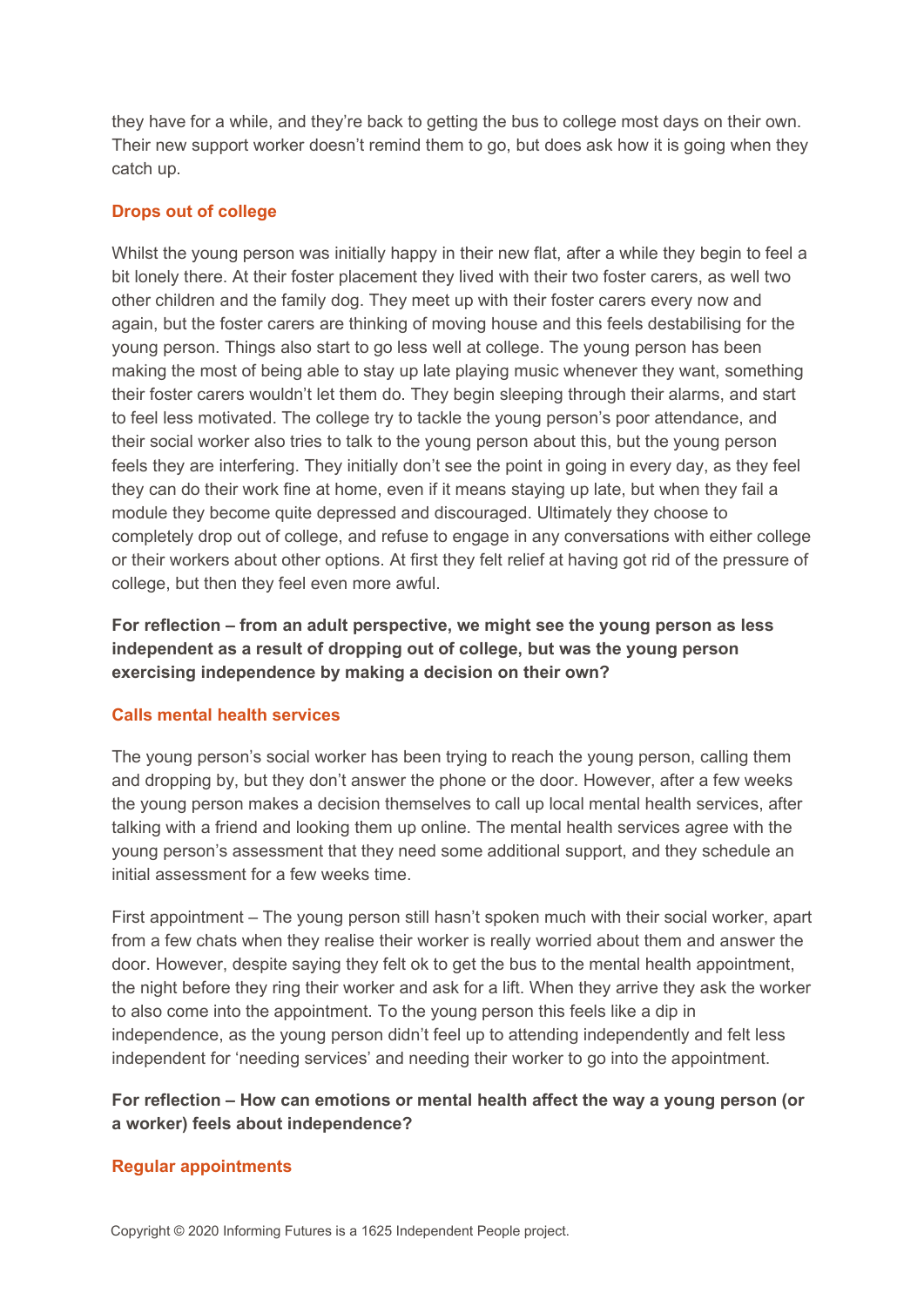they have for a while, and they're back to getting the bus to college most days on their own. Their new support worker doesn't remind them to go, but does ask how it is going when they catch up.

### Drops out of college

Whilst the young person was initially happy in their new flat, after a while they begin to feel a bit lonely there. At their foster placement they lived with their two foster carers, as well two other children and the family dog. They meet up with their foster carers every now and again, but the foster carers are thinking of moving house and this feels destabilising for the young person. Things also start to go less well at college. The young person has been making the most of being able to stay up late playing music whenever they want, something their foster carers wouldn't let them do. They begin sleeping through their alarms, and start to feel less motivated. The college try to tackle the young person's poor attendance, and their social worker also tries to talk to the young person about this, but the young person feels they are interfering. They initially don't see the point in going in every day, as they feel they can do their work fine at home, even if it means staying up late, but when they fail a module they become quite depressed and discouraged. Ultimately they choose to completely drop out of college, and refuse to engage in any conversations with either college or their workers about other options. At first they felt relief at having got rid of the pressure of college, but then they feel even more awful.

**For reflection – from an adult perspective, we might see the young person as less independent as a result of dropping out of college, but was the young person exercising independence by making a decision on their own?**

### Calls mental health services

The young person's social worker has been trying to reach the young person, calling them and dropping by, but they don't answer the phone or the door. However, after a few weeks the young person makes a decision themselves to call up local mental health services, after talking with a friend and looking them up online. The mental health services agree with the young person's assessment that they need some additional support, and they schedule an initial assessment for a few weeks time.

First appointment – The young person still hasn't spoken much with their social worker, apart from a few chats when they realise their worker is really worried about them and answer the door. However, despite saying they felt ok to get the bus to the mental health appointment, the night before they ring their worker and ask for a lift. When they arrive they ask the worker to also come into the appointment. To the young person this feels like a dip in independence, as the young person didn't feel up to attending independently and felt less independent for 'needing services' and needing their worker to go into the appointment.

**For reflection – How can emotions or mental health affect the way a young person (or a worker) feels about independence?**

### Regular appointments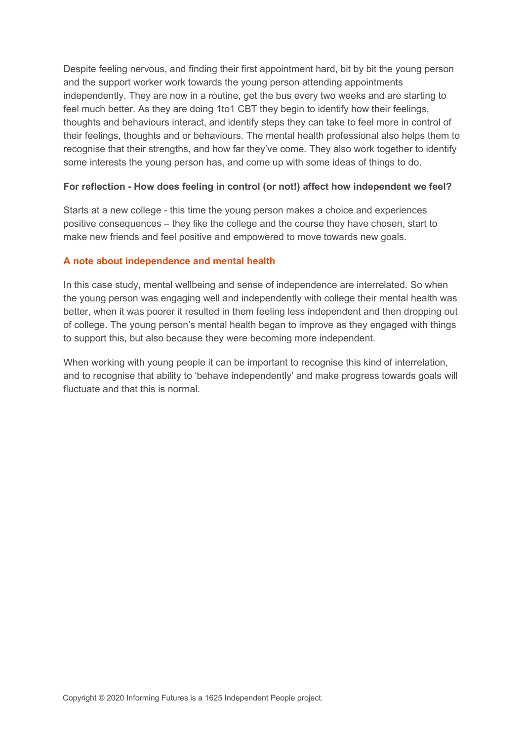Despite feeling nervous, and finding their first appointment hard, bit by bit the young person and the support worker work towards the young person attending appointments independently. They are now in a routine, get the bus every two weeks and are starting to feel much better. As they are doing 1to1 CBT they begin to identify how their feelings, thoughts and behaviours interact, and identify steps they can take to feel more in control of their feelings, thoughts and or behaviours. The mental health professional also helps them to recognise that their strengths, and how far they've come. They also work together to identify some interests the young person has, and come up with some ideas of things to do.

**For reflection - How does feeling in control (or not!) affect how independent we feel?**

Starts at a new college - this time the young person makes a choice and experiences positive consequences – they like the college and the course they have chosen, start to make new friends and feel positive and empowered to move towards new goals.

### A note about independence and mental health

In this case study, mental wellbeing and sense of independence are interrelated. So when the young person was engaging well and independently with college their mental health was better, when it was poorer it resulted in them feeling less independent and then dropping out of college. The young person's mental health began to improve as they engaged with things to support this, but also because they were becoming more independent.

When working with young people it can be important to recognise this kind of interrelation, and to recognise that ability to 'behave independently' and make progress towards goals will fluctuate and that this is normal.

Copyright © 2020 Informing Futures is a 1625 Independent People project.